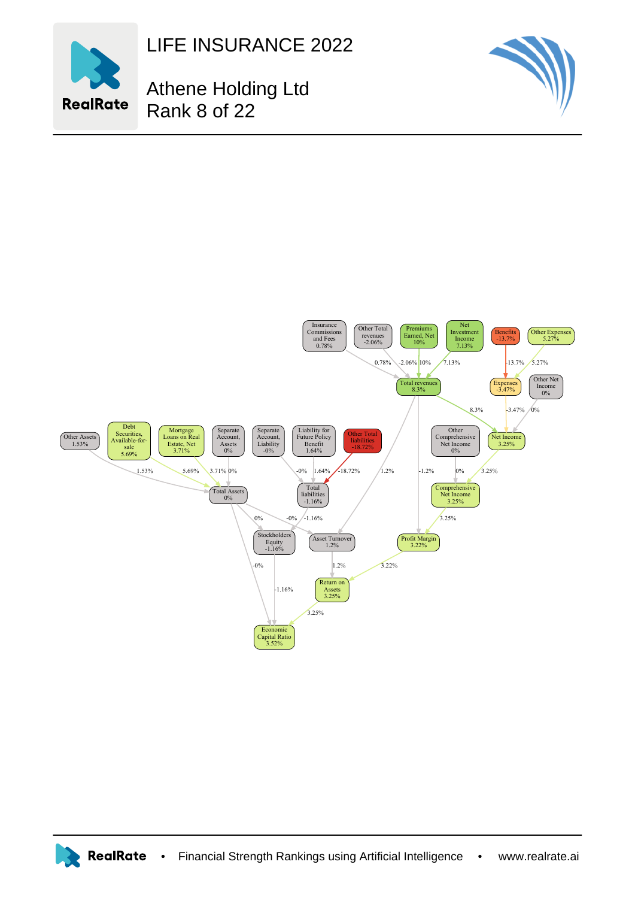# LIFE INSURANCE 2022

## Athene Holding Ltd
## Rank 8 of 22

| Node | Value |
|---|---|
| Insurance Commissions and Fees | 0.78% |
| Other Total revenues | -2.06% |
| Premiums Earned, Net | 10% |
| Net Investment Income | 7.13% |
| Benefits | -13.7% |
| Other Expenses | 5.27% |
| Total revenues | 8.3% |
| Expenses | -3.47% |
| Other Net Income | 0% |
| Other Assets | 1.53% |
| Debt Securities, Available-for-sale | 5.69% |
| Mortgage Loans on Real Estate, Net | 3.71% |
| Separate Account, Assets | 0% |
| Separate Account, Liability | -0% |
| Liability for Future Policy Benefit | 1.64% |
| Other Total liabilities | -18.72% |
| Other Comprehensive Net Income | 0% |
| Net Income | 3.25% |
| Total Assets | 0% |
| Total liabilities | -1.16% |
| Comprehensive Net Income | 3.25% |
| Stockholders Equity | -1.16% |
| Asset Turnover | 1.2% |
| Profit Margin | 3.22% |
| Return on Assets | 3.25% |
| Economic Capital Ratio | 3.52% |

RealRate • Financial Strength Rankings using Artificial Intelligence • www.realrate.ai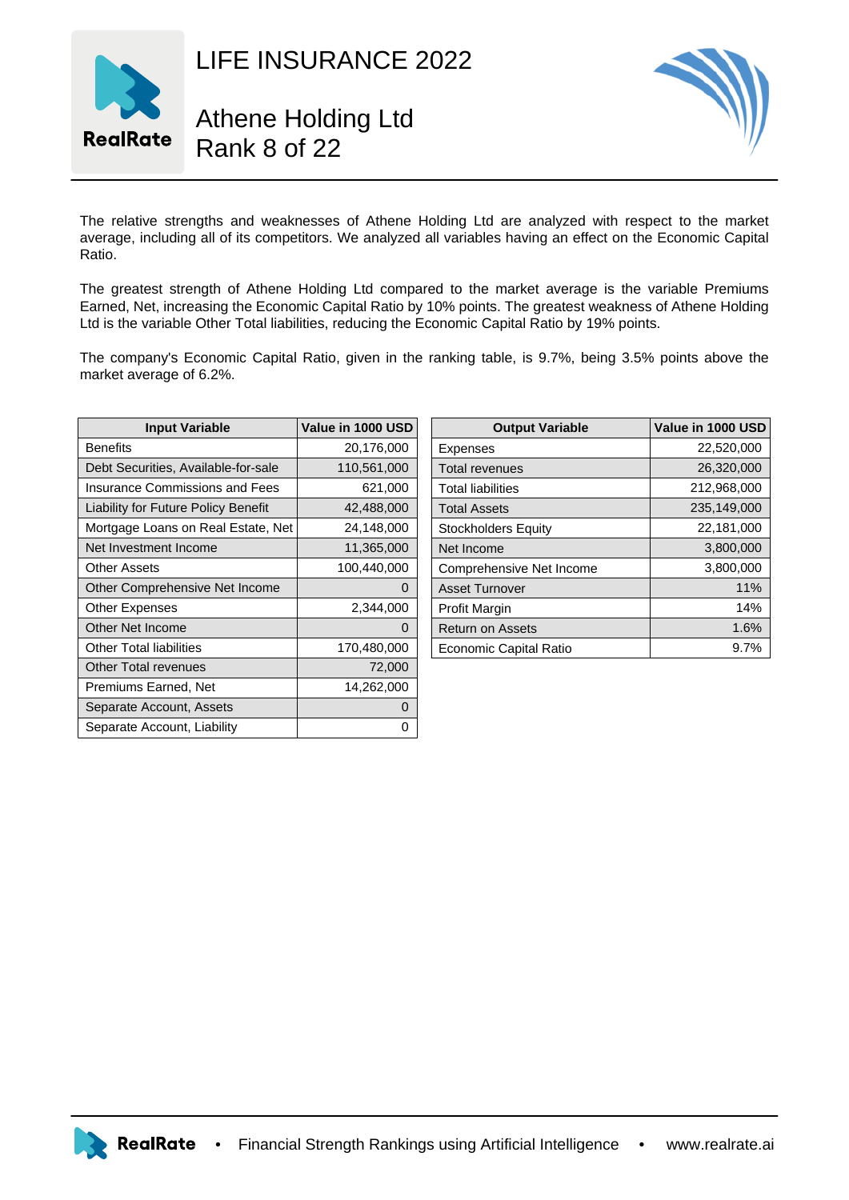# LIFE INSURANCE 2022

## Athene Holding Ltd
## Rank 8 of 22

The relative strengths and weaknesses of Athene Holding Ltd are analyzed with respect to the market average, including all of its competitors. We analyzed all variables having an effect on the Economic Capital Ratio.

The greatest strength of Athene Holding Ltd compared to the market average is the variable Premiums Earned, Net, increasing the Economic Capital Ratio by 10% points. The greatest weakness of Athene Holding Ltd is the variable Other Total liabilities, reducing the Economic Capital Ratio by 19% points.

The company's Economic Capital Ratio, given in the ranking table, is 9.7%, being 3.5% points above the market average of 6.2%.

| Input Variable | Value in 1000 USD |
|---|---|
| Benefits | 20,176,000 |
| Debt Securities, Available-for-sale | 110,561,000 |
| Insurance Commissions and Fees | 621,000 |
| Liability for Future Policy Benefit | 42,488,000 |
| Mortgage Loans on Real Estate, Net | 24,148,000 |
| Net Investment Income | 11,365,000 |
| Other Assets | 100,440,000 |
| Other Comprehensive Net Income | 0 |
| Other Expenses | 2,344,000 |
| Other Net Income | 0 |
| Other Total liabilities | 170,480,000 |
| Other Total revenues | 72,000 |
| Premiums Earned, Net | 14,262,000 |
| Separate Account, Assets | 0 |
| Separate Account, Liability | 0 |

| Output Variable | Value in 1000 USD |
|---|---|
| Expenses | 22,520,000 |
| Total revenues | 26,320,000 |
| Total liabilities | 212,968,000 |
| Total Assets | 235,149,000 |
| Stockholders Equity | 22,181,000 |
| Net Income | 3,800,000 |
| Comprehensive Net Income | 3,800,000 |
| Asset Turnover | 11% |
| Profit Margin | 14% |
| Return on Assets | 1.6% |
| Economic Capital Ratio | 9.7% |